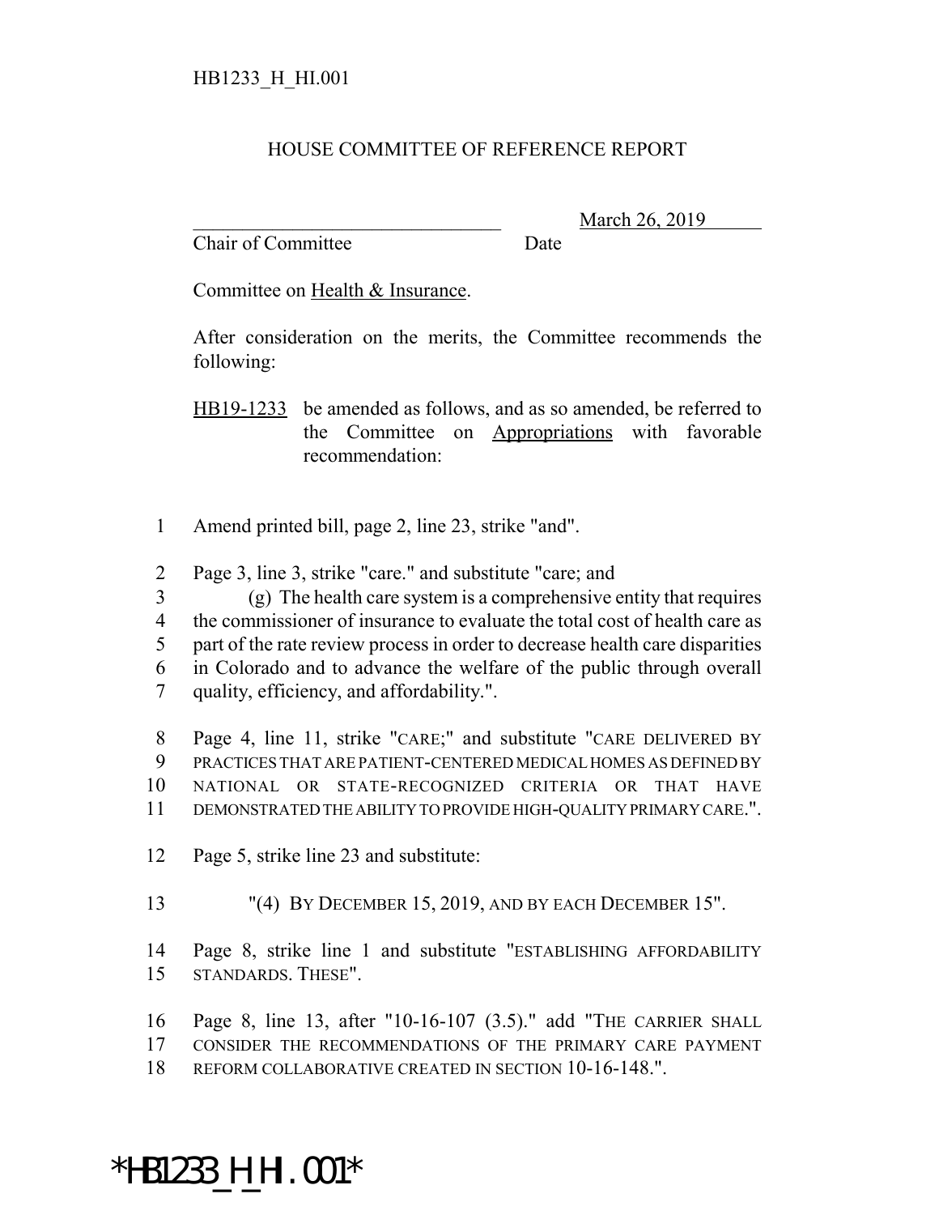HB1233_H_HI.001

HOUSE COMMITTEE OF REFERENCE REPORT

_______________________________ March 26, 2019
Chair of Committee Date

Committee on Health & Insurance.

After consideration on the merits, the Committee recommends the following:

HB19-1233 be amended as follows, and as so amended, be referred to the Committee on Appropriations with favorable recommendation:

1 Amend printed bill, page 2, line 23, strike "and".

2 Page 3, line 3, strike "care." and substitute "care; and
3 (g) The health care system is a comprehensive entity that requires
4 the commissioner of insurance to evaluate the total cost of health care as
5 part of the rate review process in order to decrease health care disparities
6 in Colorado and to advance the welfare of the public through overall
7 quality, efficiency, and affordability.".

8 Page 4, line 11, strike "CARE;" and substitute "CARE DELIVERED BY
9 PRACTICES THAT ARE PATIENT-CENTERED MEDICAL HOMES AS DEFINED BY
10 NATIONAL OR STATE-RECOGNIZED CRITERIA OR THAT HAVE
11 DEMONSTRATED THE ABILITY TO PROVIDE HIGH-QUALITY PRIMARY CARE.".

12 Page 5, strike line 23 and substitute:

13 "(4) BY DECEMBER 15, 2019, AND BY EACH DECEMBER 15".

14 Page 8, strike line 1 and substitute "ESTABLISHING AFFORDABILITY
15 STANDARDS. THESE".

16 Page 8, line 13, after "10-16-107 (3.5)." add "THE CARRIER SHALL
17 CONSIDER THE RECOMMENDATIONS OF THE PRIMARY CARE PAYMENT
18 REFORM COLLABORATIVE CREATED IN SECTION 10-16-148.".

*HB1233_H_HI.001*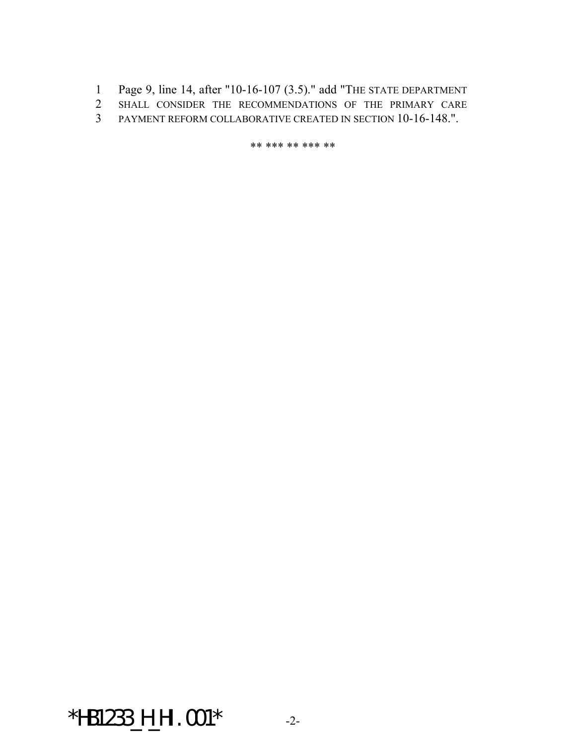1 Page 9, line 14, after "10-16-107 (3.5)." add "THE STATE DEPARTMENT
2 SHALL CONSIDER THE RECOMMENDATIONS OF THE PRIMARY CARE
3 PAYMENT REFORM COLLABORATIVE CREATED IN SECTION 10-16-148.".

** *** ** *** **

*HB1233_H_HI.001*